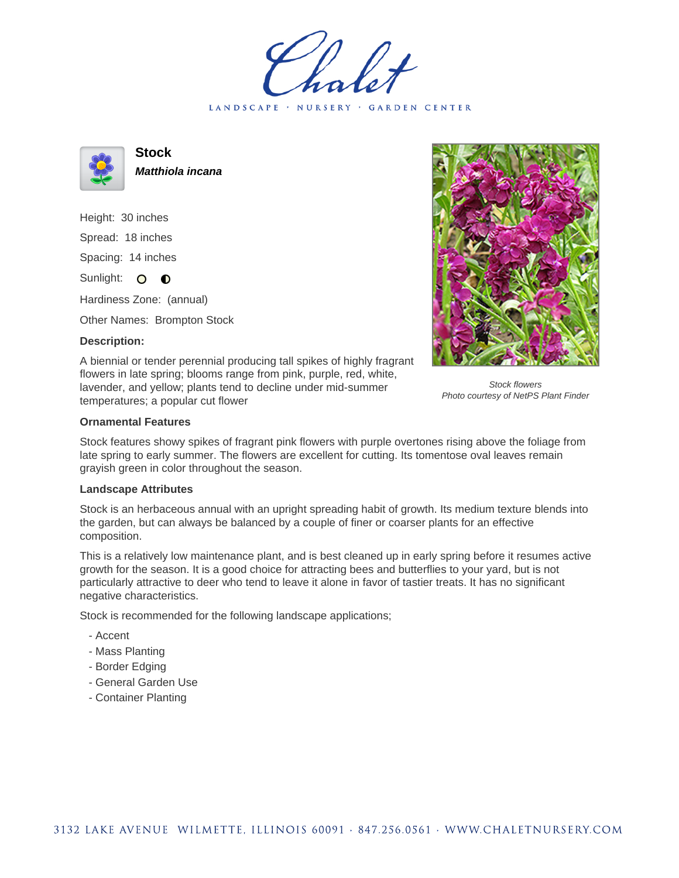# Chalet

LANDSCAPE · NURSERY · GARDEN CENTER

## Stock

***Matthiola incana***

Height: 30 inches

Spread: 18 inches

Spacing: 14 inches

Sunlight:

Hardiness Zone: (annual)

Other Names: Brompton Stock

**Description:**

A biennial or tender perennial producing tall spikes of highly fragrant flowers in late spring; blooms range from pink, purple, red, white, lavender, and yellow; plants tend to decline under mid-summer temperatures; a popular cut flower

*Stock flowers*
*Photo courtesy of NetPS Plant Finder*

### Ornamental Features

Stock features showy spikes of fragrant pink flowers with purple overtones rising above the foliage from late spring to early summer. The flowers are excellent for cutting. Its tomentose oval leaves remain grayish green in color throughout the season.

### Landscape Attributes

Stock is an herbaceous annual with an upright spreading habit of growth. Its medium texture blends into the garden, but can always be balanced by a couple of finer or coarser plants for an effective composition.

This is a relatively low maintenance plant, and is best cleaned up in early spring before it resumes active growth for the season. It is a good choice for attracting bees and butterflies to your yard, but is not particularly attractive to deer who tend to leave it alone in favor of tastier treats. It has no significant negative characteristics.

Stock is recommended for the following landscape applications;

- Accent
- Mass Planting
- Border Edging
- General Garden Use
- Container Planting

3132 LAKE AVENUE WILMETTE, ILLINOIS 60091 · 847.256.0561 · WWW.CHALETNURSERY.COM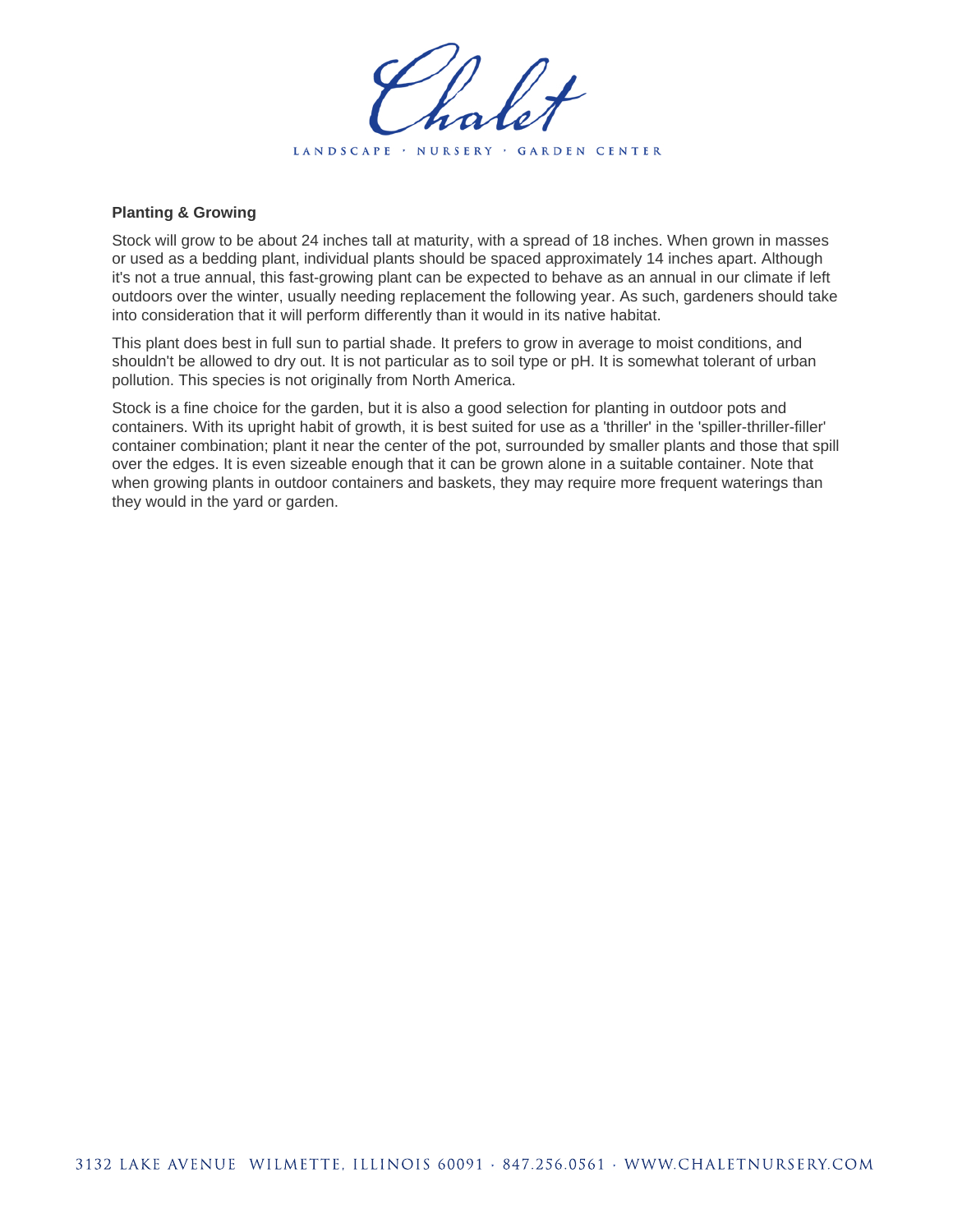**Planting & Growing**

Stock will grow to be about 24 inches tall at maturity, with a spread of 18 inches. When grown in masses or used as a bedding plant, individual plants should be spaced approximately 14 inches apart. Although it's not a true annual, this fast-growing plant can be expected to behave as an annual in our climate if left outdoors over the winter, usually needing replacement the following year. As such, gardeners should take into consideration that it will perform differently than it would in its native habitat.

This plant does best in full sun to partial shade. It prefers to grow in average to moist conditions, and shouldn't be allowed to dry out. It is not particular as to soil type or pH. It is somewhat tolerant of urban pollution. This species is not originally from North America.

Stock is a fine choice for the garden, but it is also a good selection for planting in outdoor pots and containers. With its upright habit of growth, it is best suited for use as a 'thriller' in the 'spiller-thriller-filler' container combination; plant it near the center of the pot, surrounded by smaller plants and those that spill over the edges. It is even sizeable enough that it can be grown alone in a suitable container. Note that when growing plants in outdoor containers and baskets, they may require more frequent waterings than they would in the yard or garden.